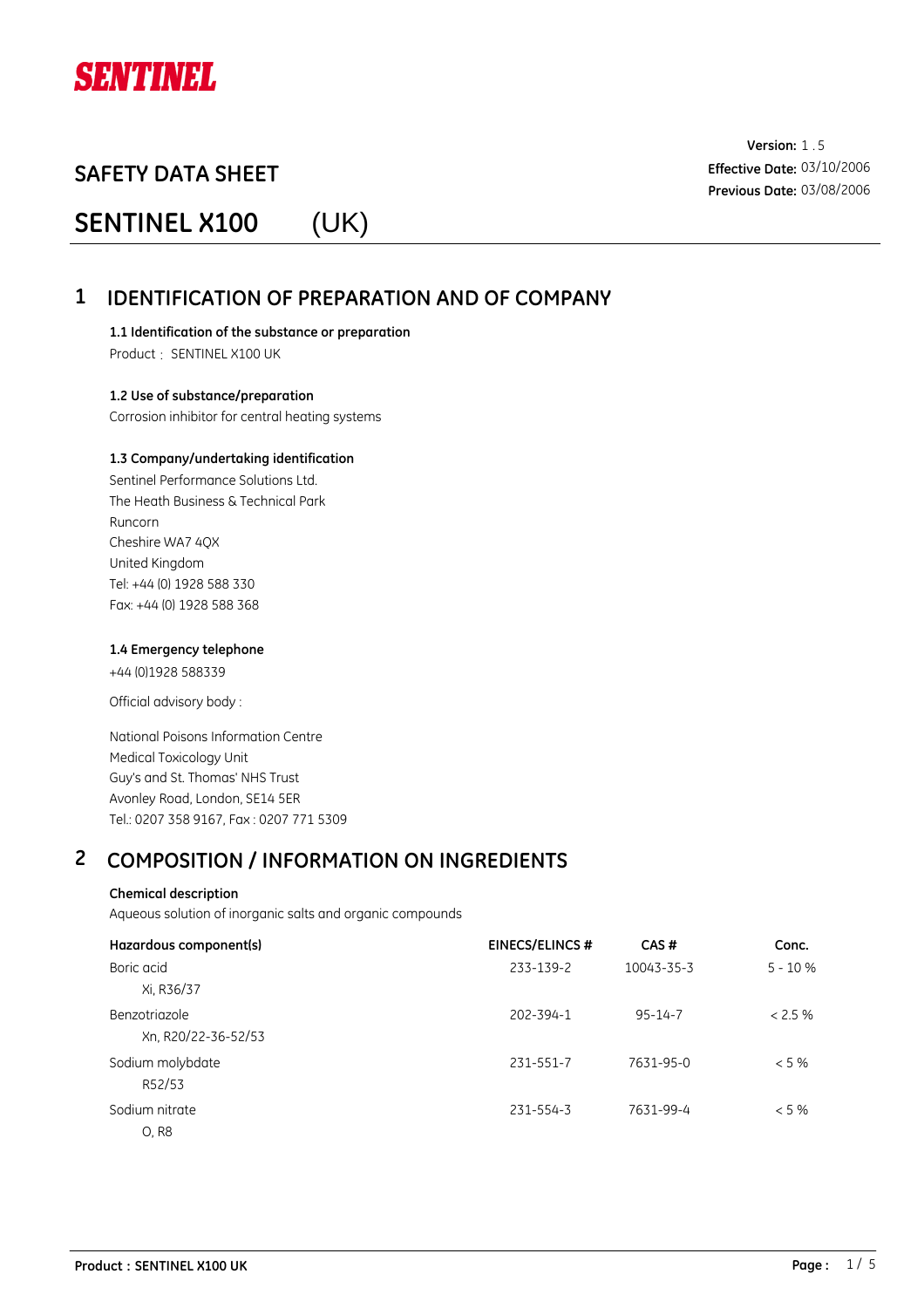SENTINEL

Version: 1 . 5
Effective Date: 03/10/2006
Previous Date: 03/08/2006

# SAFETY DATA SHEET

# SENTINEL X100 (UK)

## 1 IDENTIFICATION OF PREPARATION AND OF COMPANY

### 1.1 Identification of the substance or preparation

Product : SENTINEL X100 UK

### 1.2 Use of substance/preparation

Corrosion inhibitor for central heating systems

### 1.3 Company/undertaking identification

Sentinel Performance Solutions Ltd.
The Heath Business & Technical Park
Runcorn
Cheshire WA7 4QX
United Kingdom
Tel: +44 (0) 1928 588 330
Fax: +44 (0) 1928 588 368

### 1.4 Emergency telephone

+44 (0)1928 588339

Official advisory body :

National Poisons Information Centre
Medical Toxicology Unit
Guy's and St. Thomas' NHS Trust
Avonley Road, London, SE14 5ER
Tel.: 0207 358 9167, Fax : 0207 771 5309

## 2 COMPOSITION / INFORMATION ON INGREDIENTS

**Chemical description**

Aqueous solution of inorganic salts and organic compounds

| Hazardous component(s) | EINECS/ELINCS # | CAS # | Conc. |
|---|---|---|---|
| Boric acid<br>Xi, R36/37 | 233-139-2 | 10043-35-3 | 5 - 10 % |
| Benzotriazole<br>Xn, R20/22-36-52/53 | 202-394-1 | 95-14-7 | < 2.5 % |
| Sodium molybdate<br>R52/53 | 231-551-7 | 7631-95-0 | < 5 % |
| Sodium nitrate<br>O, R8 | 231-554-3 | 7631-99-4 | < 5 % |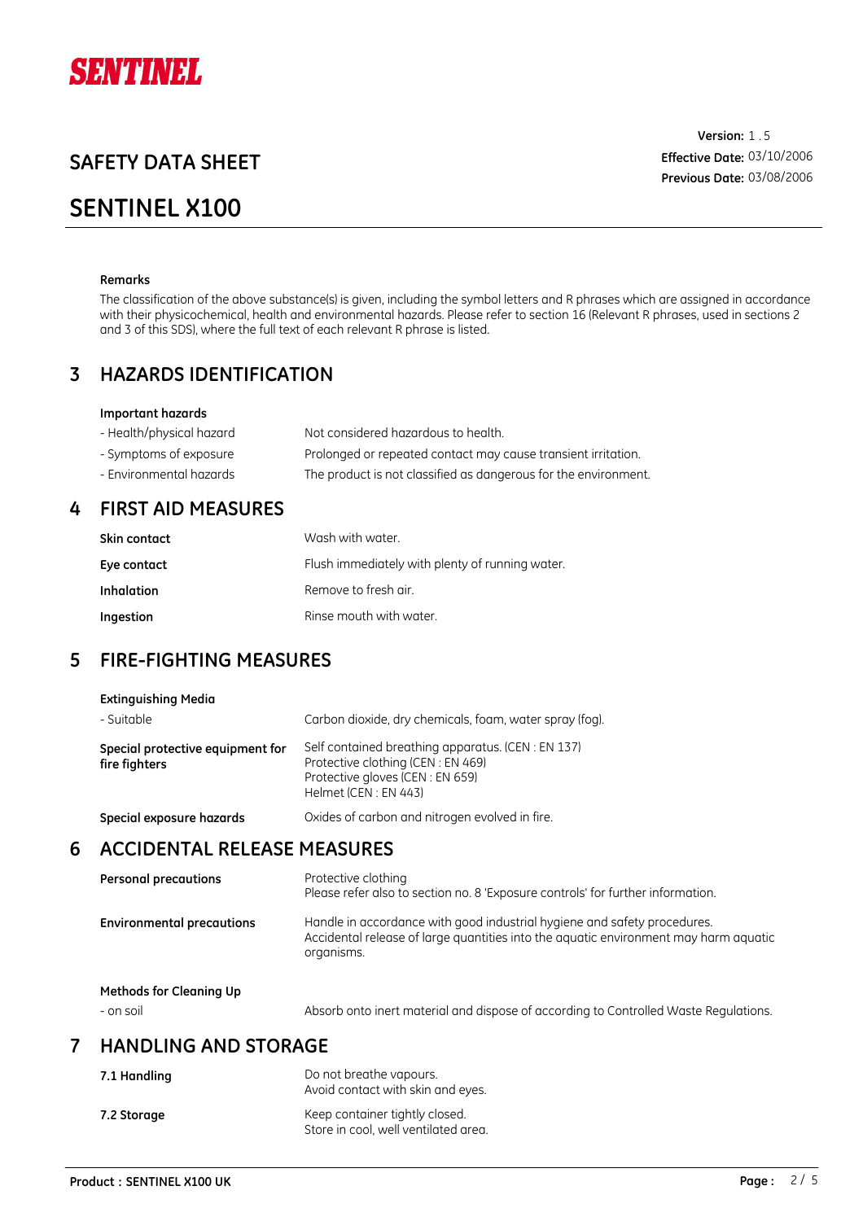#### Remarks

The classification of the above substance(s) is given, including the symbol letters and R phrases which are assigned in accordance with their physicochemical, health and environmental hazards. Please refer to section 16 (Relevant R phrases, used in sections 2 and 3 of this SDS), where the full text of each relevant R phrase is listed.

## 3 HAZARDS IDENTIFICATION

**Important hazards**

| | |
|---|---|
| - Health/physical hazard | Not considered hazardous to health. |
| - Symptoms of exposure | Prolonged or repeated contact may cause transient irritation. |
| - Environmental hazards | The product is not classified as dangerous for the environment. |

## 4 FIRST AID MEASURES

| | |
|---|---|
| **Skin contact** | Wash with water. |
| **Eye contact** | Flush immediately with plenty of running water. |
| **Inhalation** | Remove to fresh air. |
| **Ingestion** | Rinse mouth with water. |

## 5 FIRE-FIGHTING MEASURES

**Extinguishing Media**

| | |
|---|---|
| - Suitable | Carbon dioxide, dry chemicals, foam, water spray (fog). |
| **Special protective equipment for fire fighters** | Self contained breathing apparatus. (CEN : EN 137)<br>Protective clothing (CEN : EN 469)<br>Protective gloves (CEN : EN 659)<br>Helmet (CEN : EN 443) |
| **Special exposure hazards** | Oxides of carbon and nitrogen evolved in fire. |

## 6 ACCIDENTAL RELEASE MEASURES

| | |
|---|---|
| **Personal precautions** | Protective clothing<br>Please refer also to section no. 8 'Exposure controls' for further information. |
| **Environmental precautions** | Handle in accordance with good industrial hygiene and safety procedures.<br>Accidental release of large quantities into the aquatic environment may harm aquatic organisms. |

**Methods for Cleaning Up**

| | |
|---|---|
| - on soil | Absorb onto inert material and dispose of according to Controlled Waste Regulations. |

## 7 HANDLING AND STORAGE

| | |
|---|---|
| **7.1 Handling** | Do not breathe vapours.<br>Avoid contact with skin and eyes. |
| **7.2 Storage** | Keep container tightly closed.<br>Store in cool, well ventilated area. |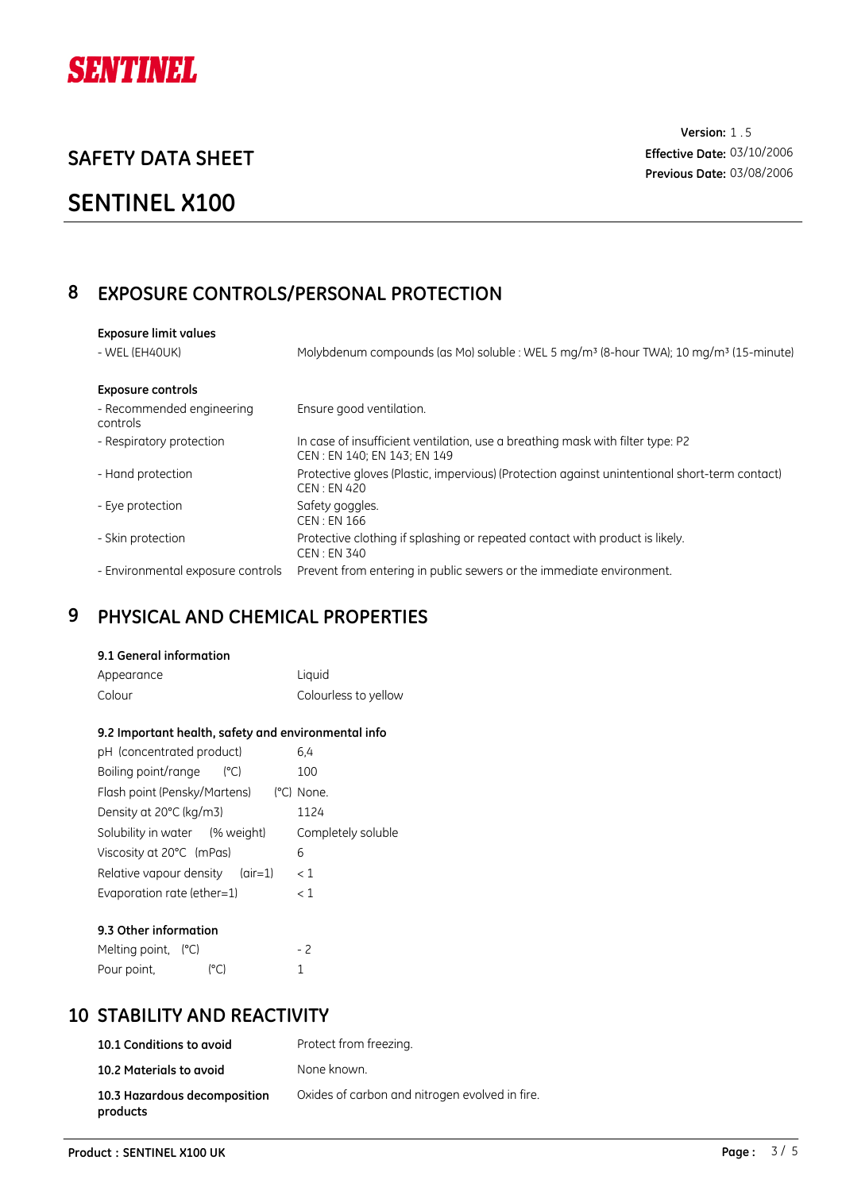SENTINEL

# SAFETY DATA SHEET

# SENTINEL X100

**Version:** 1 . 5
**Effective Date:** 03/10/2006
**Previous Date:** 03/08/2006

## 8 EXPOSURE CONTROLS/PERSONAL PROTECTION

**Exposure limit values**

| | |
|---|---|
| - WEL (EH40UK) | Molybdenum compounds (as Mo) soluble : WEL 5 mg/m³ (8-hour TWA); 10 mg/m³ (15-minute) |

**Exposure controls**

| | |
|---|---|
| - Recommended engineering controls | Ensure good ventilation. |
| - Respiratory protection | In case of insufficient ventilation, use a breathing mask with filter type: P2<br>CEN : EN 140; EN 143; EN 149 |
| - Hand protection | Protective gloves (Plastic, impervious) (Protection against unintentional short-term contact)<br>CEN : EN 420 |
| - Eye protection | Safety goggles.<br>CEN : EN 166 |
| - Skin protection | Protective clothing if splashing or repeated contact with product is likely.<br>CEN : EN 340 |
| - Environmental exposure controls | Prevent from entering in public sewers or the immediate environment. |

## 9 PHYSICAL AND CHEMICAL PROPERTIES

### 9.1 General information

| | |
|---|---|
| Appearance | Liquid |
| Colour | Colourless to yellow |

### 9.2 Important health, safety and environmental info

| | |
|---|---|
| pH (concentrated product) | 6,4 |
| Boiling point/range (°C) | 100 |
| Flash point (Pensky/Martens) (°C) | None. |
| Density at 20°C (kg/m3) | 1124 |
| Solubility in water (% weight) | Completely soluble |
| Viscosity at 20°C (mPas) | 6 |
| Relative vapour density (air=1) | < 1 |
| Evaporation rate (ether=1) | < 1 |

### 9.3 Other information

| | |
|---|---|
| Melting point, (°C) | - 2 |
| Pour point, (°C) | 1 |

## 10 STABILITY AND REACTIVITY

| | |
|---|---|
| **10.1 Conditions to avoid** | Protect from freezing. |
| **10.2 Materials to avoid** | None known. |
| **10.3 Hazardous decomposition products** | Oxides of carbon and nitrogen evolved in fire. |

**Product : SENTINEL X100 UK**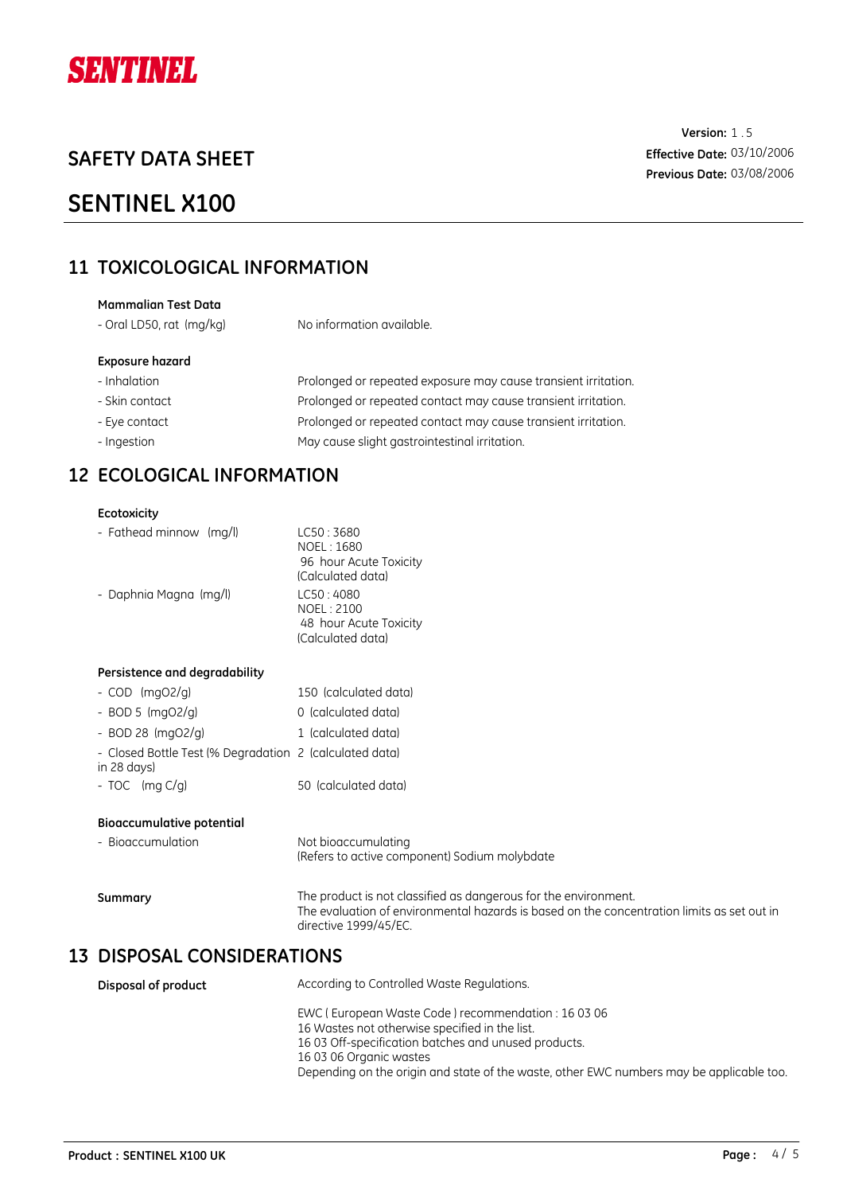## 11 TOXICOLOGICAL INFORMATION

**Mammalian Test Data**

| | |
|---|---|
| - Oral LD50, rat (mg/kg) | No information available. |

**Exposure hazard**

| | |
|---|---|
| - Inhalation | Prolonged or repeated exposure may cause transient irritation. |
| - Skin contact | Prolonged or repeated contact may cause transient irritation. |
| - Eye contact | Prolonged or repeated contact may cause transient irritation. |
| - Ingestion | May cause slight gastrointestinal irritation. |

## 12 ECOLOGICAL INFORMATION

**Ecotoxicity**

| | |
|---|---|
| - Fathead minnow (mg/l) | LC50 : 3680<br>NOEL : 1680<br>96 hour Acute Toxicity<br>(Calculated data) |
| - Daphnia Magna (mg/l) | LC50 : 4080<br>NOEL : 2100<br>48 hour Acute Toxicity<br>(Calculated data) |

**Persistence and degradability**

| | |
|---|---|
| - COD (mgO2/g) | 150 (calculated data) |
| - BOD 5 (mgO2/g) | 0 (calculated data) |
| - BOD 28 (mgO2/g) | 1 (calculated data) |
| - Closed Bottle Test (% Degradation in 28 days) | 2 (calculated data) |
| - TOC (mg C/g) | 50 (calculated data) |

**Bioaccumulative potential**

| | |
|---|---|
| - Bioaccumulation | Not bioaccumulating<br>(Refers to active component) Sodium molybdate |

**Summary**

The product is not classified as dangerous for the environment.
The evaluation of environmental hazards is based on the concentration limits as set out in directive 1999/45/EC.

## 13 DISPOSAL CONSIDERATIONS

**Disposal of product**

According to Controlled Waste Regulations.

EWC ( European Waste Code ) recommendation : 16 03 06
16 Wastes not otherwise specified in the list.
16 03 Off-specification batches and unused products.
16 03 06 Organic wastes
Depending on the origin and state of the waste, other EWC numbers may be applicable too.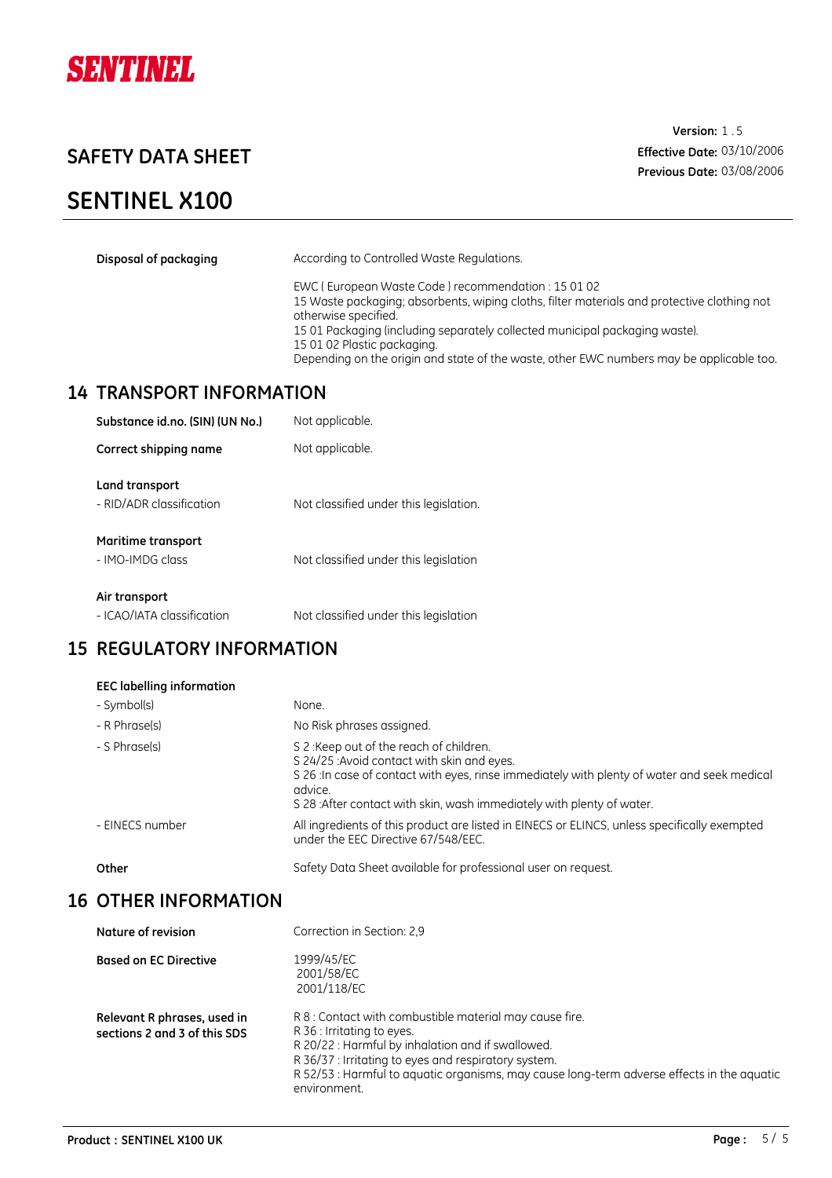**SENTINEL**

## SAFETY DATA SHEET

**Version:** 1 . 5
**Effective Date:** 03/10/2006
**Previous Date:** 03/08/2006

# SENTINEL X100

| | |
|---|---|
| **Disposal of packaging** | According to Controlled Waste Regulations.<br><br>EWC ( European Waste Code ) recommendation : 15 01 02<br>15 Waste packaging; absorbents, wiping cloths, filter materials and protective clothing not otherwise specified.<br>15 01 Packaging (including separately collected municipal packaging waste).<br>15 01 02 Plastic packaging.<br>Depending on the origin and state of the waste, other EWC numbers may be applicable too. |

## 14 TRANSPORT INFORMATION

| | |
|---|---|
| **Substance id.no. (SIN) (UN No.)** | Not applicable. |
| **Correct shipping name** | Not applicable. |
| **Land transport** | |
| - RID/ADR classification | Not classified under this legislation. |
| **Maritime transport** | |
| - IMO-IMDG class | Not classified under this legislation |
| **Air transport** | |
| - ICAO/IATA classification | Not classified under this legislation |

## 15 REGULATORY INFORMATION

| | |
|---|---|
| **EEC labelling information** | |
| - Symbol(s) | None. |
| - R Phrase(s) | No Risk phrases assigned. |
| - S Phrase(s) | S 2 :Keep out of the reach of children.<br>S 24/25 :Avoid contact with skin and eyes.<br>S 26 :In case of contact with eyes, rinse immediately with plenty of water and seek medical advice.<br>S 28 :After contact with skin, wash immediately with plenty of water. |
| - EINECS number | All ingredients of this product are listed in EINECS or ELINCS, unless specifically exempted under the EEC Directive 67/548/EEC. |
| **Other** | Safety Data Sheet available for professional user on request. |

## 16 OTHER INFORMATION

| | |
|---|---|
| **Nature of revision** | Correction in Section: 2,9 |
| **Based on EC Directive** | 1999/45/EC<br>2001/58/EC<br>2001/118/EC |
| **Relevant R phrases, used in sections 2 and 3 of this SDS** | R 8 : Contact with combustible material may cause fire.<br>R 36 : Irritating to eyes.<br>R 20/22 : Harmful by inhalation and if swallowed.<br>R 36/37 : Irritating to eyes and respiratory system.<br>R 52/53 : Harmful to aquatic organisms, may cause long-term adverse effects in the aquatic environment. |

**Product : SENTINEL X100 UK**